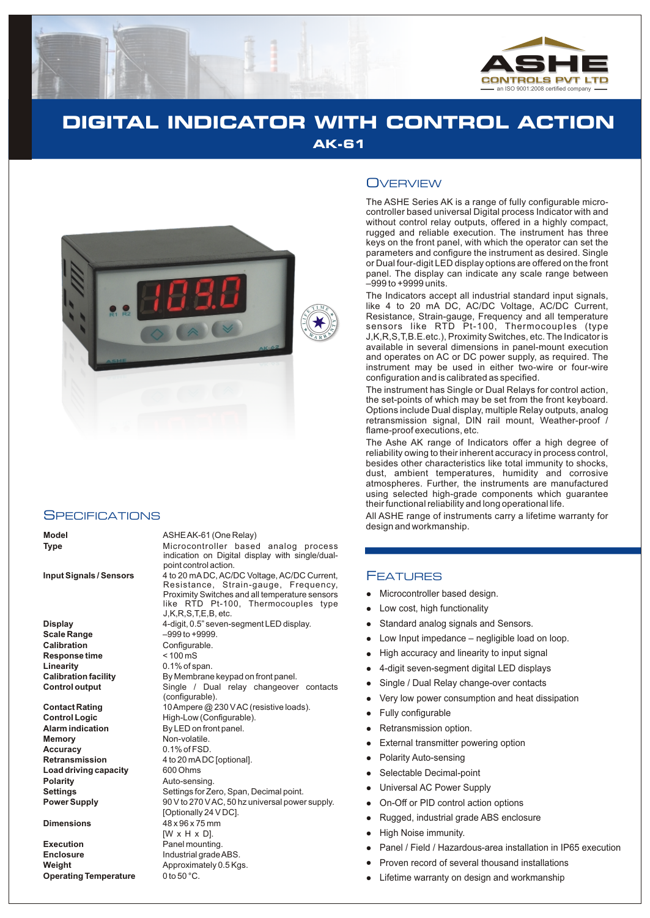ASHE CONTROLS PVT LTD
an ISO 9001:2008 certified company

# DIGITAL INDICATOR WITH CONTROL ACTION

## AK-61

## Overview

The ASHE Series AK is a range of fully configurable micro-controller based universal Digital process Indicator with and without control relay outputs, offered in a highly compact, rugged and reliable execution. The instrument has three keys on the front panel, with which the operator can set the parameters and configure the instrument as desired. Single or Dual four-digit LED display options are offered on the front panel. The display can indicate any scale range between –999 to +9999 units.

The Indicators accept all industrial standard input signals, like 4 to 20 mA DC, AC/DC Voltage, AC/DC Current, Resistance, Strain-gauge, Frequency and all temperature sensors like RTD Pt-100, Thermocouples (type J,K,R,S,T,B.E.etc.), Proximity Switches, etc. The Indicator is available in several dimensions in panel-mount execution and operates on AC or DC power supply, as required. The instrument may be used in either two-wire or four-wire configuration and is calibrated as specified.

The instrument has Single or Dual Relays for control action, the set-points of which may be set from the front keyboard. Options include Dual display, multiple Relay outputs, analog retransmission signal, DIN rail mount, Weather-proof / flame-proof executions, etc.

The Ashe AK range of Indicators offer a high degree of reliability owing to their inherent accuracy in process control, besides other characteristics like total immunity to shocks, dust, ambient temperatures, humidity and corrosive atmospheres. Further, the instruments are manufactured using selected high-grade components which guarantee their functional reliability and long operational life.

All ASHE range of instruments carry a lifetime warranty for design and workmanship.

## Specifications

| | |
|---|---|
| **Model** | ASHE AK-61 (One Relay) |
| **Type** | Microcontroller based analog process indication on Digital display with single/dual-point control action. |
| **Input Signals / Sensors** | 4 to 20 mA DC, AC/DC Voltage, AC/DC Current, Resistance, Strain-gauge, Frequency, Proximity Switches and all temperature sensors like RTD Pt-100, Thermocouples type J,K,R,S,T,E,B, etc. |
| **Display** | 4-digit, 0.5" seven-segment LED display. |
| **Scale Range** | –999 to +9999. |
| **Calibration** | Configurable. |
| **Response time** | < 100 mS |
| **Linearity** | 0.1% of span. |
| **Calibration facility** | By Membrane keypad on front panel. |
| **Control output** | Single / Dual relay changeover contacts (configurable). |
| **Contact Rating** | 10 Ampere @ 230 V AC (resistive loads). |
| **Control Logic** | High-Low (Configurable). |
| **Alarm indication** | By LED on front panel. |
| **Memory** | Non-volatile. |
| **Accuracy** | 0.1% of FSD. |
| **Retransmission** | 4 to 20 mA DC [optional]. |
| **Load driving capacity** | 600 Ohms |
| **Polarity** | Auto-sensing. |
| **Settings** | Settings for Zero, Span, Decimal point. |
| **Power Supply** | 90 V to 270 V AC, 50 hz universal power supply. [Optionally 24 V DC]. |
| **Dimensions** | 48 x 96 x 75 mm [W x H x D]. |
| **Execution** | Panel mounting. |
| **Enclosure** | Industrial grade ABS. |
| **Weight** | Approximately 0.5 Kgs. |
| **Operating Temperature** | 0 to 50 °C. |

## Features

- Microcontroller based design.
- Low cost, high functionality
- Standard analog signals and Sensors.
- Low Input impedance – negligible load on loop.
- High accuracy and linearity to input signal
- 4-digit seven-segment digital LED displays
- Single / Dual Relay change-over contacts
- Very low power consumption and heat dissipation
- Fully configurable
- Retransmission option.
- External transmitter powering option
- Polarity Auto-sensing
- Selectable Decimal-point
- Universal AC Power Supply
- On-Off or PID control action options
- Rugged, industrial grade ABS enclosure
- High Noise immunity.
- Panel / Field / Hazardous-area installation in IP65 execution
- Proven record of several thousand installations
- Lifetime warranty on design and workmanship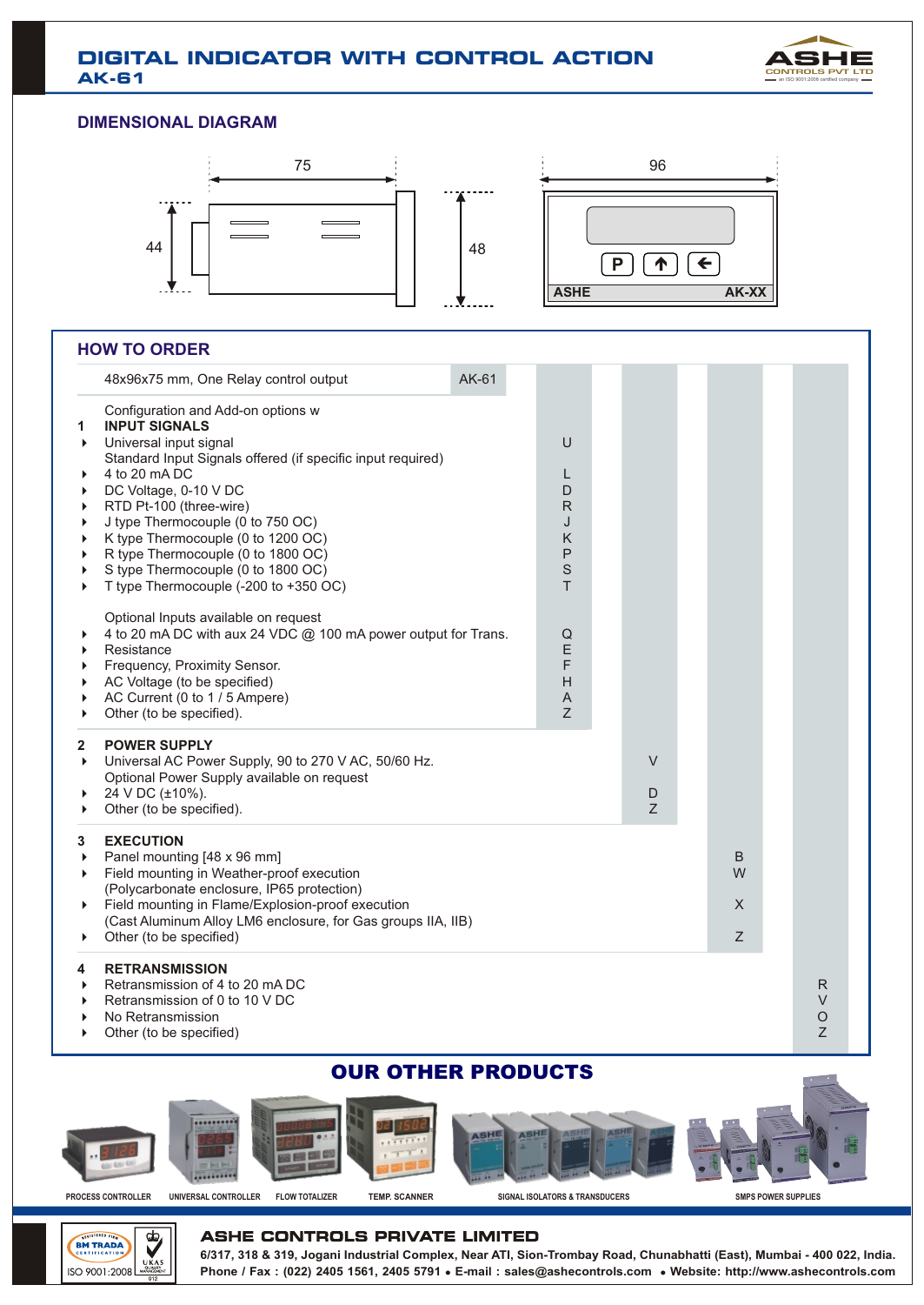# DIGITAL INDICATOR WITH CONTROL ACTION
## AK-61

## DIMENSIONAL DIAGRAM

75

44

48

96

P

ASHE AK-XX

## HOW TO ORDER

| | | | | | |
|---|---|---|---|---|---|
| 48x96x75 mm, One Relay control output | AK-61 | | | | |
| Configuration and Add-on options w | | | | | |
| **1 INPUT SIGNALS** | | | | | |
| Universal input signal | | U | | | |
| Standard Input Signals offered (if specific input required) | | | | | |
| 4 to 20 mA DC | | L | | | |
| DC Voltage, 0-10 V DC | | D | | | |
| RTD Pt-100 (three-wire) | | R | | | |
| J type Thermocouple (0 to 750 OC) | | J | | | |
| K type Thermocouple (0 to 1200 OC) | | K | | | |
| R type Thermocouple (0 to 1800 OC) | | P | | | |
| S type Thermocouple (0 to 1800 OC) | | S | | | |
| T type Thermocouple (-200 to +350 OC) | | T | | | |
| Optional Inputs available on request | | | | | |
| 4 to 20 mA DC with aux 24 VDC @ 100 mA power output for Trans. | | Q | | | |
| Resistance | | E | | | |
| Frequency, Proximity Sensor. | | F | | | |
| AC Voltage (to be specified) | | H | | | |
| AC Current (0 to 1 / 5 Ampere) | | A | | | |
| Other (to be specified). | | Z | | | |
| **2 POWER SUPPLY** | | | | | |
| Universal AC Power Supply, 90 to 270 V AC, 50/60 Hz. | | | V | | |
| Optional Power Supply available on request | | | | | |
| 24 V DC (±10%). | | | D | | |
| Other (to be specified). | | | Z | | |
| **3 EXECUTION** | | | | | |
| Panel mounting [48 x 96 mm] | | | | B | |
| Field mounting in Weather-proof execution (Polycarbonate enclosure, IP65 protection) | | | | W | |
| Field mounting in Flame/Explosion-proof execution (Cast Aluminum Alloy LM6 enclosure, for Gas groups IIA, IIB) | | | | X | |
| Other (to be specified) | | | | Z | |
| **4 RETRANSMISSION** | | | | | |
| Retransmission of 4 to 20 mA DC | | | | | R |
| Retransmission of 0 to 10 V DC | | | | | V |
| No Retransmission | | | | | O |
| Other (to be specified) | | | | | Z |

## OUR OTHER PRODUCTS

PROCESS CONTROLLER

UNIVERSAL CONTROLLER

FLOW TOTALIZER

TEMP. SCANNER

SIGNAL ISOLATORS & TRANSDUCERS

SMPS POWER SUPPLIES

**ASHE CONTROLS PRIVATE LIMITED**

6/317, 318 & 319, Jogani Industrial Complex, Near ATI, Sion-Trombay Road, Chunabhatti (East), Mumbai - 400 022, India.

Phone / Fax : (022) 2405 1561, 2405 5791 • E-mail : sales@ashecontrols.com • Website: http://www.ashecontrols.com

ISO 9001:2008